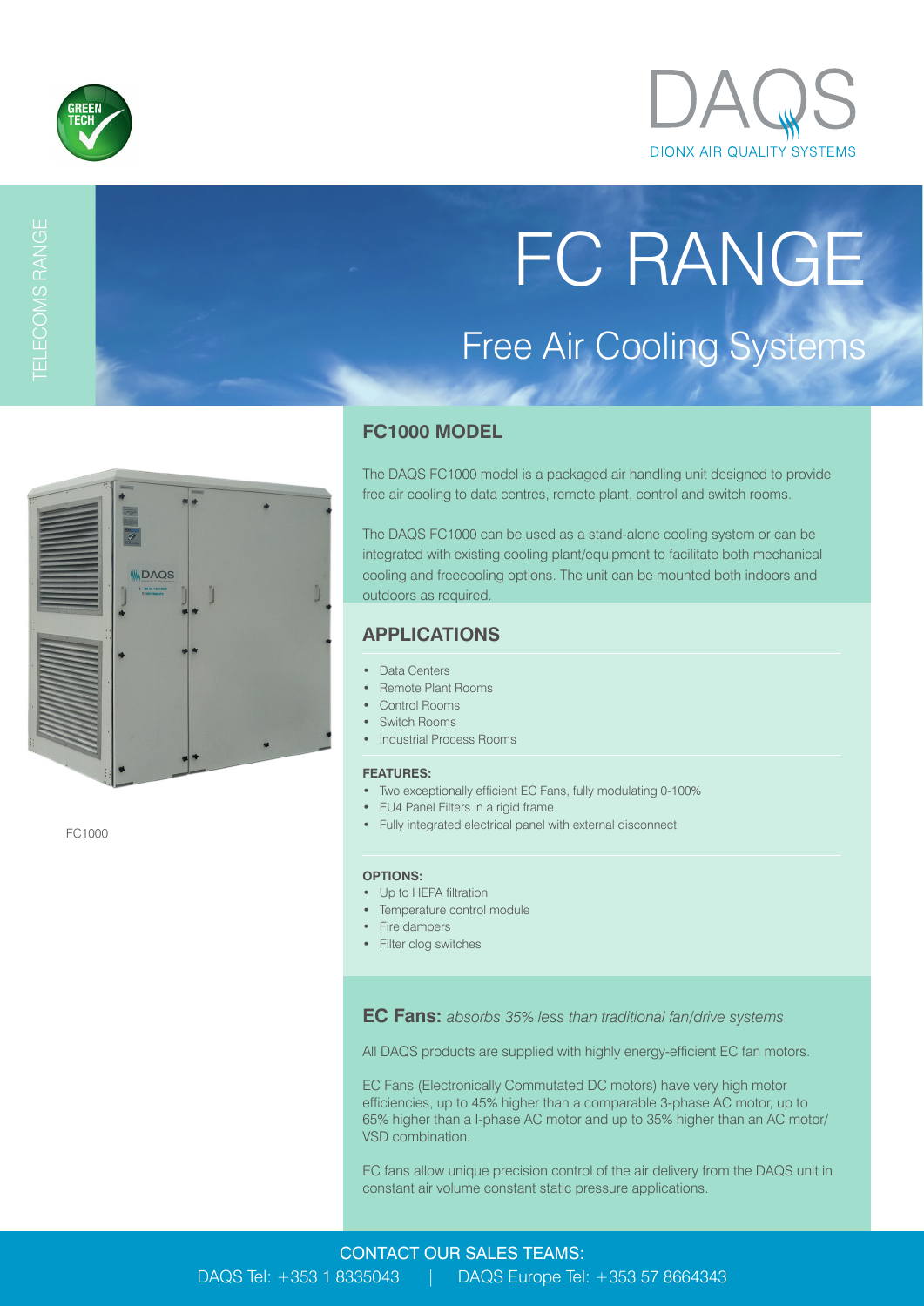GREEN TECH

DAQS
DIONX AIR QUALITY SYSTEMS

TELECOMS RANGE

# FC RANGE

## Free Air Cooling Systems

FC1000

## FC1000 MODEL

The DAQS FC1000 model is a packaged air handling unit designed to provide free air cooling to data centres, remote plant, control and switch rooms.

The DAQS FC1000 can be used as a stand-alone cooling system or can be integrated with existing cooling plant/equipment to facilitate both mechanical cooling and freecooling options. The unit can be mounted both indoors and outdoors as required.

## APPLICATIONS

- Data Centers
- Remote Plant Rooms
- Control Rooms
- Switch Rooms
- Industrial Process Rooms

**FEATURES:**

- Two exceptionally efficient EC Fans, fully modulating 0-100%
- EU4 Panel Filters in a rigid frame
- Fully integrated electrical panel with external disconnect

**OPTIONS:**

- Up to HEPA filtration
- Temperature control module
- Fire dampers
- Filter clog switches

**EC Fans:** *absorbs 35% less than traditional fan/drive systems*

All DAQS products are supplied with highly energy-efficient EC fan motors.

EC Fans (Electronically Commutated DC motors) have very high motor efficiencies, up to 45% higher than a comparable 3-phase AC motor, up to 65% higher than a I-phase AC motor and up to 35% higher than an AC motor/VSD combination.

EC fans allow unique precision control of the air delivery from the DAQS unit in constant air volume constant static pressure applications.

CONTACT OUR SALES TEAMS:
DAQS Tel: +353 1 8335043 | DAQS Europe Tel: +353 57 8664343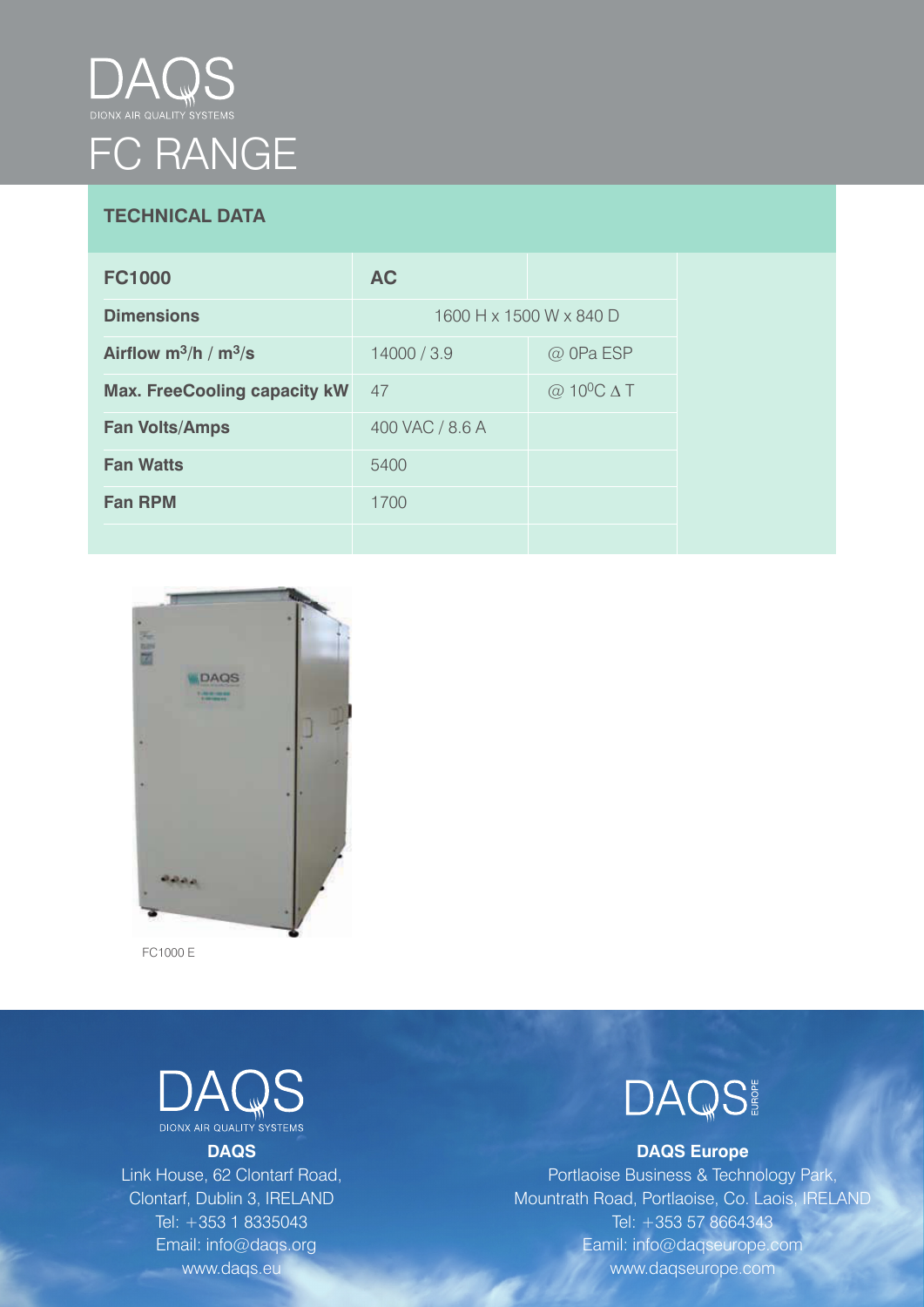# DAQS

DIONX AIR QUALITY SYSTEMS

# FC RANGE

## TECHNICAL DATA

| FC1000 | AC | |
|---|---|---|
| **Dimensions** | 1600 H x 1500 W x 840 D | |
| **Airflow $m^3/h$ / $m^3/s$** | 14000 / 3.9 | @ 0Pa ESP |
| **Max. FreeCooling capacity kW** | 47 | @ $10^0C\ \Delta T$ |
| **Fan Volts/Amps** | 400 VAC / 8.6 A | |
| **Fan Watts** | 5400 | |
| **Fan RPM** | 1700 | |

FC1000 E

**DAQS**
Link House, 62 Clontarf Road,
Clontarf, Dublin 3, IRELAND
Tel: +353 1 8335043
Email: info@daqs.org
www.daqs.eu

**DAQS Europe**
Portlaoise Business & Technology Park,
Mountrath Road, Portlaoise, Co. Laois, IRELAND
Tel: +353 57 8664343
Eamil: info@daqseurope.com
www.daqseurope.com